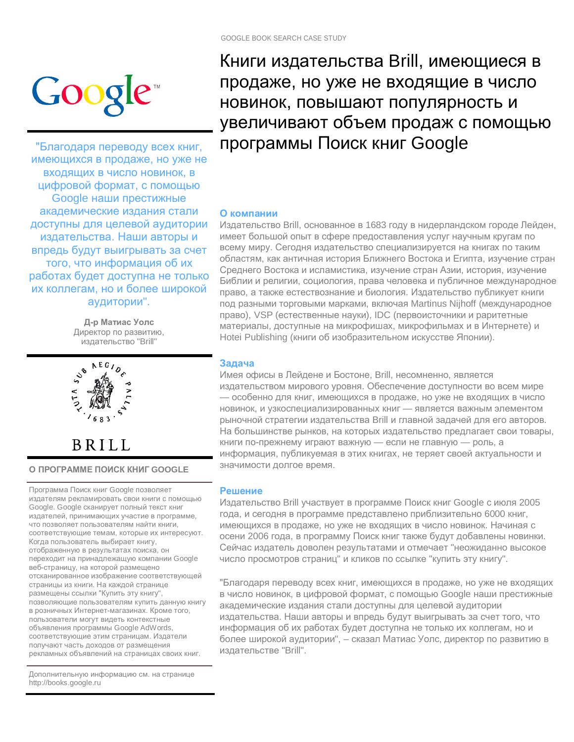GOOGLE BOOK SEARCH CASE STUDY

# Книги издательства Brill, имеющиеся в продаже, но уже не входящие в число новинок, повышают популярность и увеличивают объем продаж с помощью программы Поиск книг Google

"Благодаря переводу всех книг, имеющихся в продаже, но уже не входящих в число новинок, в цифровой формат, с помощью Google наши престижные академические издания стали доступны для целевой аудитории издательства. Наши авторы и впредь будут выигрывать за счет того, что информация об их работах будет доступна не только их коллегам, но и более широкой аудитории".

**Д-р Матиас Уолс**
Директор по развитию, издательство "Brill"

TUTA SUB AEGIDE PALLAS · 1683 ·

BRILL

### О ПРОГРАММЕ ПОИСК КНИГ GOOGLE

Программа Поиск книг Google позволяет издателям рекламировать свои книги с помощью Google. Google сканирует полный текст книг издателей, принимающих участие в программе, что позволяет пользователям найти книги, соответствующие темам, которые их интересуют. Когда пользователь выбирает книгу, отображенную в результатах поиска, он переходит на принадлежащую компании Google веб-страницу, на которой размещено отсканированное изображение соответствующей страницы из книги. На каждой странице размещены ссылки "Купить эту книгу", позволяющие пользователям купить данную книгу в розничных Интернет-магазинах. Кроме того, пользователи могут видеть контекстные объявления программы Google AdWords, соответствующие этим страницам. Издатели получают часть доходов от размещения рекламных объявлений на страницах своих книг.

Дополнительную информацию см. на странице http://books.google.ru

## О компании

Издательство Brill, основанное в 1683 году в нидерландском городе Лейден, имеет большой опыт в сфере предоставления услуг научным кругам по всему миру. Сегодня издательство специализируется на книгах по таким областям, как античная история Ближнего Востока и Египта, изучение стран Среднего Востока и исламистика, изучение стран Азии, история, изучение Библии и религии, социология, права человека и публичное международное право, а также естествознание и биология. Издательство публикует книги под разными торговыми марками, включая Martinus Nijhoff (международное право), VSP (естественные науки), IDC (первоисточники и раритетные материалы, доступные на микрофишах, микрофильмах и в Интернете) и Hotei Publishing (книги об изобразительном искусстве Японии).

## Задача

Имея офисы в Лейдене и Бостоне, Brill, несомненно, является издательством мирового уровня. Обеспечение доступности во всем мире — особенно для книг, имеющихся в продаже, но уже не входящих в число новинок, и узкоспециализированных книг — является важным элементом рыночной стратегии издательства Brill и главной задачей для его авторов. На большинстве рынков, на которых издательство предлагает свои товары, книги по-прежнему играют важную — если не главную — роль, а информация, публикуемая в этих книгах, не теряет своей актуальности и значимости долгое время.

## Решение

Издательство Brill участвует в программе Поиск книг Google с июля 2005 года, и сегодня в программе представлено приблизительно 6000 книг, имеющихся в продаже, но уже не входящих в число новинок. Начиная с осени 2006 года, в программу Поиск книг также будут добавлены новинки. Сейчас издатель доволен результатами и отмечает "неожиданно высокое число просмотров страниц" и кликов по ссылке "купить эту книгу".

"Благодаря переводу всех книг, имеющихся в продаже, но уже не входящих в число новинок, в цифровой формат, с помощью Google наши престижные академические издания стали доступны для целевой аудитории издательства. Наши авторы и впредь будут выигрывать за счет того, что информация об их работах будет доступна не только их коллегам, но и более широкой аудитории", – сказал Матиас Уолс, директор по развитию в издательстве "Brill".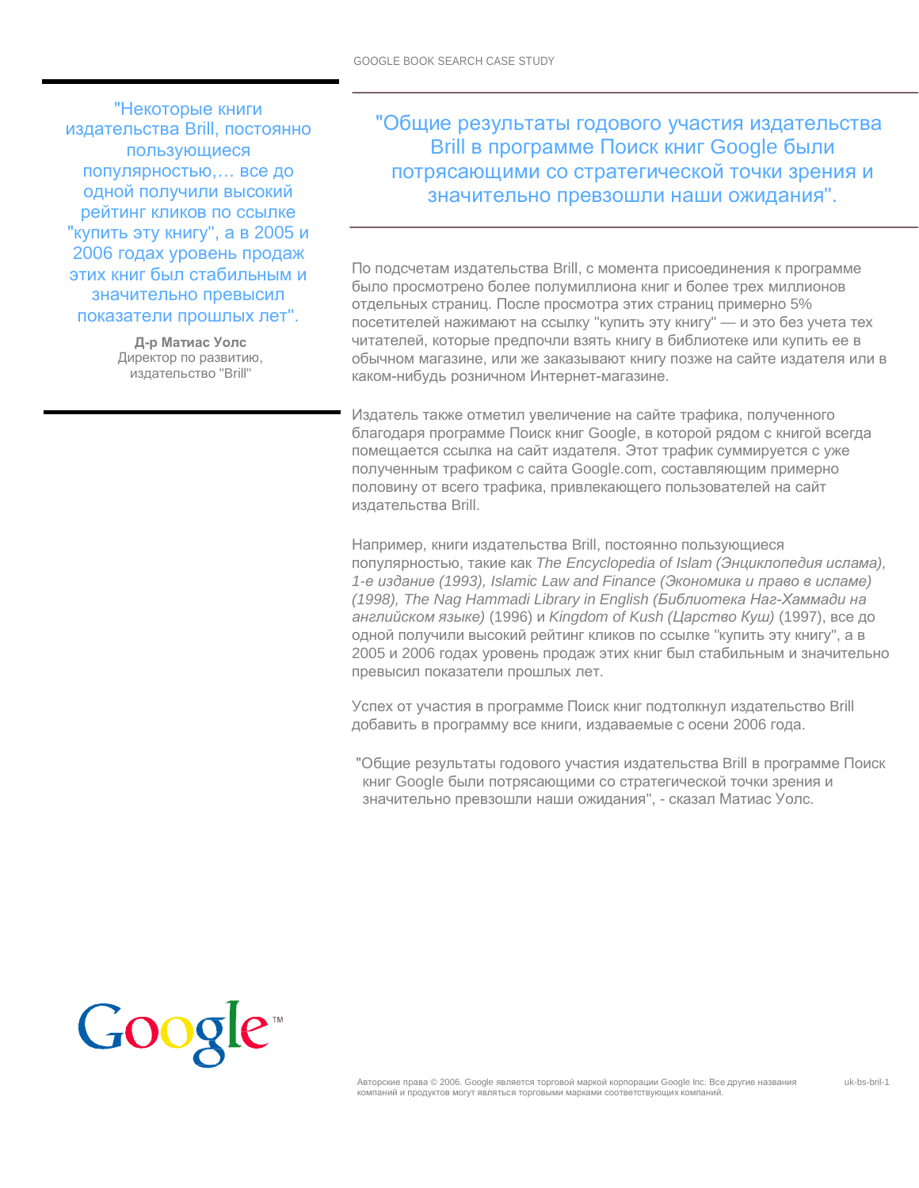> "Некоторые книги издательства Brill, постоянно пользующиеся популярностью,… все до одной получили высокий рейтинг кликов по ссылке "купить эту книгу", а в 2005 и 2006 годах уровень продаж этих книг был стабильным и значительно превысил показатели прошлых лет".
>
> **Д-р Матиас Уолс**
> Директор по развитию, издательство "Brill"

> "Общие результаты годового участия издательства Brill в программе Поиск книг Google были потрясающими со стратегической точки зрения и значительно превзошли наши ожидания".

По подсчетам издательства Brill, с момента присоединения к программе было просмотрено более полумиллиона книг и более трех миллионов отдельных страниц. После просмотра этих страниц примерно 5% посетителей нажимают на ссылку "купить эту книгу" — и это без учета тех читателей, которые предпочли взять книгу в библиотеке или купить ее в обычном магазине, или же заказывают книгу позже на сайте издателя или в каком-нибудь розничном Интернет-магазине.

Издатель также отметил увеличение на сайте трафика, полученного благодаря программе Поиск книг Google, в которой рядом с книгой всегда помещается ссылка на сайт издателя. Этот трафик суммируется с уже полученным трафиком с сайта Google.com, составляющим примерно половину от всего трафика, привлекающего пользователей на сайт издательства Brill.

Например, книги издательства Brill, постоянно пользующиеся популярностью, такие как *The Encyclopedia of Islam (Энциклопедия ислама), 1-е издание (1993), Islamic Law and Finance (Экономика и право в исламе) (1998), The Nag Hammadi Library in English (Библиотека Наг-Хаммади на английском языке)* (1996) и *Kingdom of Kush (Царство Куш)* (1997), все до одной получили высокий рейтинг кликов по ссылке "купить эту книгу", а в 2005 и 2006 годах уровень продаж этих книг был стабильным и значительно превысил показатели прошлых лет.

Успех от участия в программе Поиск книг подтолкнул издательство Brill добавить в программу все книги, издаваемые с осени 2006 года.

"Общие результаты годового участия издательства Brill в программе Поиск книг Google были потрясающими со стратегической точки зрения и значительно превзошли наши ожидания", - сказал Матиас Уолс.

Авторские права © 2006. Google является торговой маркой корпорации Google Inc. Все другие названия компаний и продуктов могут являться торговыми марками соответствующих компаний.